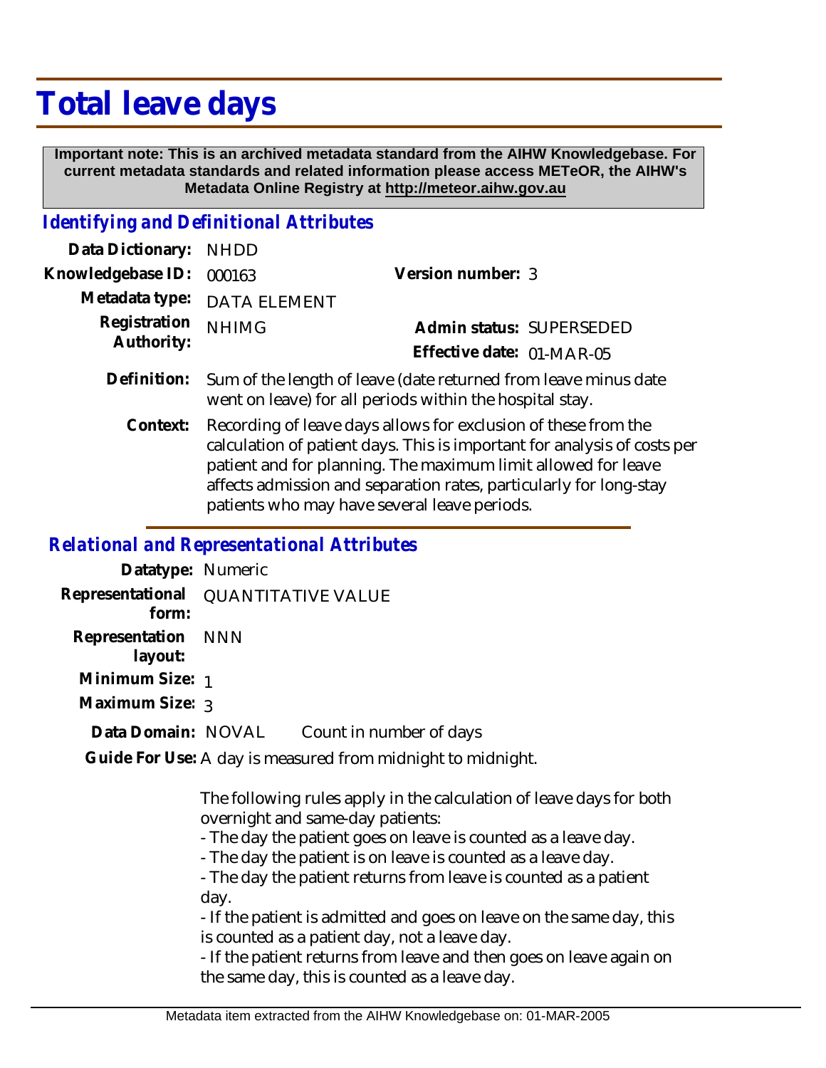# Total leave days

**Important note: This is an archived metadata standard from the AIHW Knowledgebase. For current metadata standards and related information please access METeOR, the AIHW's Metadata Online Registry at http://meteor.aihw.gov.au**

## *Identifying and Definitional Attributes*

**Data Dictionary:** NHDD

**Knowledgebase ID:** 000163

**Version number:** 3

**Metadata type:** DATA ELEMENT

**Registration Authority:** NHIMG

**Admin status:** SUPERSEDED

**Effective date:** 01-MAR-05

**Definition:** Sum of the length of leave (date returned from leave minus date went on leave) for all periods within the hospital stay.

**Context:** Recording of leave days allows for exclusion of these from the calculation of patient days. This is important for analysis of costs per patient and for planning. The maximum limit allowed for leave affects admission and separation rates, particularly for long-stay patients who may have several leave periods.

## *Relational and Representational Attributes*

**Datatype:** Numeric

**Representational form:** QUANTITATIVE VALUE

**Representation layout:** NNN

**Minimum Size:** 1

**Maximum Size:** 3

**Data Domain:** NOVAL Count in number of days

**Guide For Use:** A day is measured from midnight to midnight.

The following rules apply in the calculation of leave days for both overnight and same-day patients:

- The day the patient goes on leave is counted as a leave day.
- The day the patient is on leave is counted as a leave day.
- The day the patient returns from leave is counted as a patient day.
- If the patient is admitted and goes on leave on the same day, this is counted as a patient day, not a leave day.
- If the patient returns from leave and then goes on leave again on the same day, this is counted as a leave day.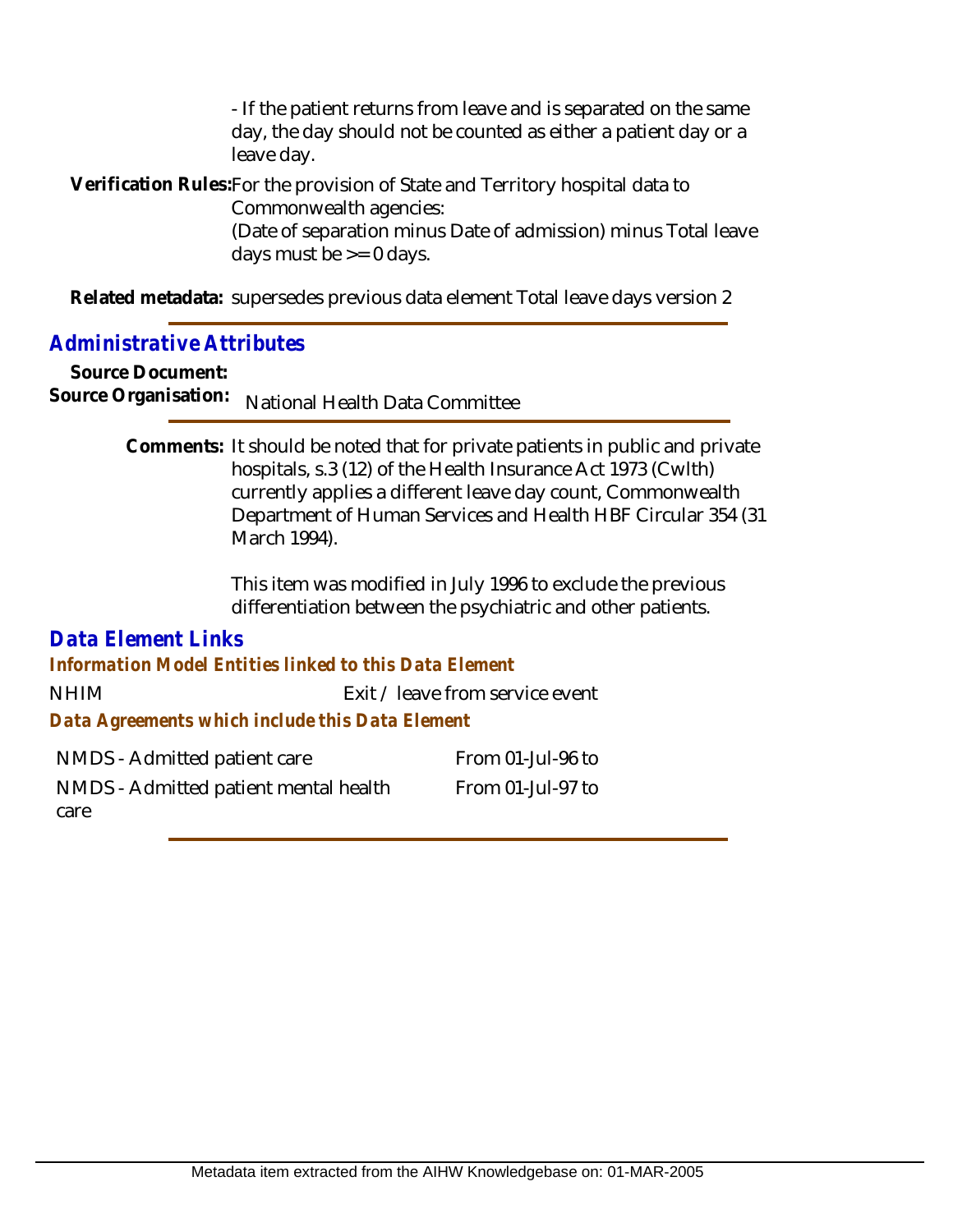- If the patient returns from leave and is separated on the same day, the day should not be counted as either a patient day or a leave day.

**Verification Rules:** For the provision of State and Territory hospital data to Commonwealth agencies:
(Date of separation minus Date of admission) minus Total leave days must be >= 0 days.

**Related metadata:** supersedes previous data element Total leave days version 2

## Administrative Attributes

**Source Document:**

**Source Organisation:** National Health Data Committee

**Comments:** It should be noted that for private patients in public and private hospitals, s.3 (12) of the Health Insurance Act 1973 (Cwlth) currently applies a different leave day count, Commonwealth Department of Human Services and Health HBF Circular 354 (31 March 1994).

This item was modified in July 1996 to exclude the previous differentiation between the psychiatric and other patients.

## Data Element Links

### Information Model Entities linked to this Data Element

| | |
|---|---|
| NHIM | Exit / leave from service event |

### Data Agreements which include this Data Element

| | |
|---|---|
| NMDS - Admitted patient care | From 01-Jul-96 to |
| NMDS - Admitted patient mental health care | From 01-Jul-97 to |